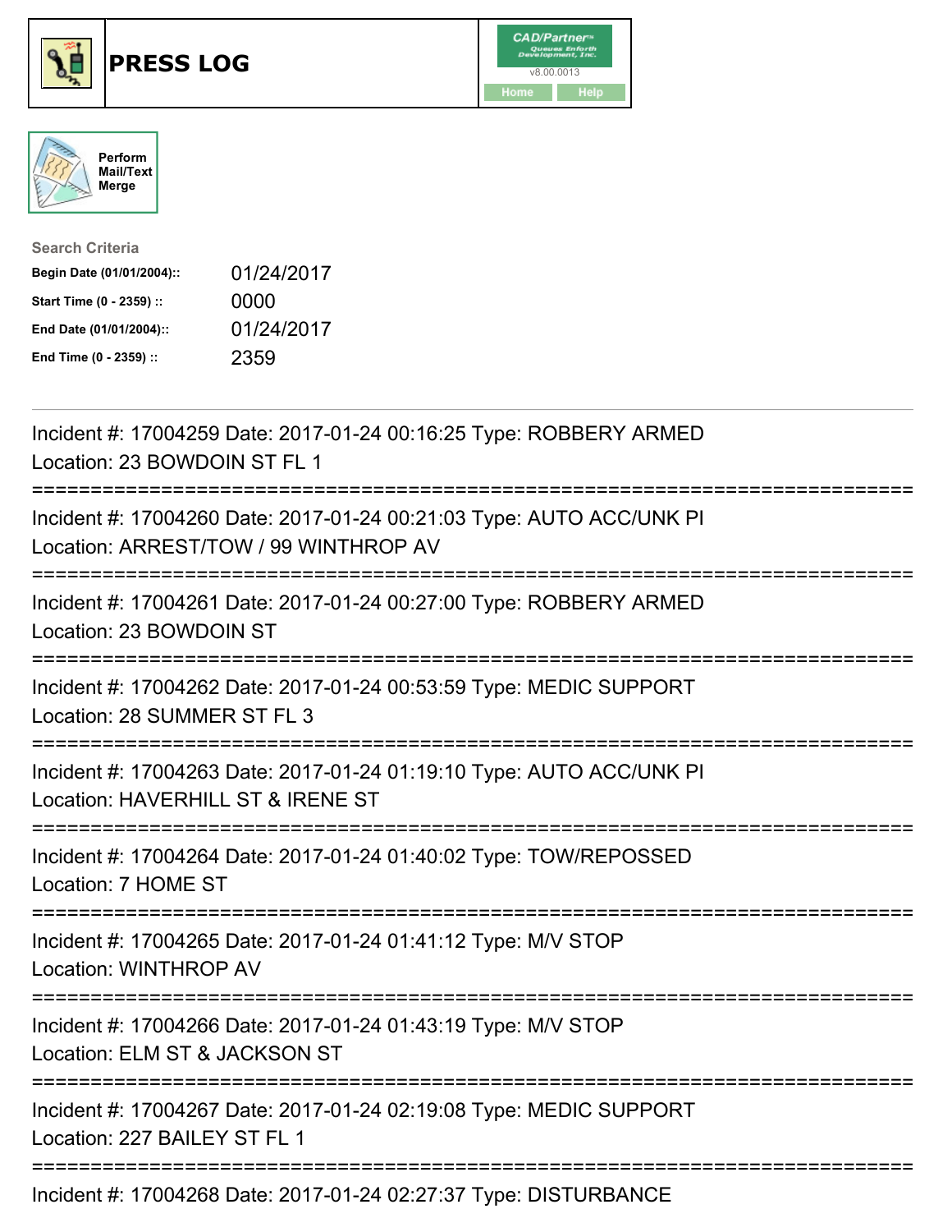# PRESS LOG

Perform Mail/Text Merge

**Search Criteria**

| | |
|---|---|
| **Begin Date (01/01/2004)::** | 01/24/2017 |
| **Start Time (0 - 2359) ::** | 0000 |
| **End Date (01/01/2004)::** | 01/24/2017 |
| **End Time (0 - 2359) ::** | 2359 |

---

Incident #: 17004259 Date: 2017-01-24 00:16:25 Type: ROBBERY ARMED
Location: 23 BOWDOIN ST FL 1

===========================================================================

Incident #: 17004260 Date: 2017-01-24 00:21:03 Type: AUTO ACC/UNK PI
Location: ARREST/TOW / 99 WINTHROP AV

===========================================================================

Incident #: 17004261 Date: 2017-01-24 00:27:00 Type: ROBBERY ARMED
Location: 23 BOWDOIN ST

===========================================================================

Incident #: 17004262 Date: 2017-01-24 00:53:59 Type: MEDIC SUPPORT
Location: 28 SUMMER ST FL 3

===========================================================================

Incident #: 17004263 Date: 2017-01-24 01:19:10 Type: AUTO ACC/UNK PI
Location: HAVERHILL ST & IRENE ST

===========================================================================

Incident #: 17004264 Date: 2017-01-24 01:40:02 Type: TOW/REPOSSED
Location: 7 HOME ST

===========================================================================

Incident #: 17004265 Date: 2017-01-24 01:41:12 Type: M/V STOP
Location: WINTHROP AV

===========================================================================

Incident #: 17004266 Date: 2017-01-24 01:43:19 Type: M/V STOP
Location: ELM ST & JACKSON ST

===========================================================================

Incident #: 17004267 Date: 2017-01-24 02:19:08 Type: MEDIC SUPPORT
Location: 227 BAILEY ST FL 1

===========================================================================

Incident #: 17004268 Date: 2017-01-24 02:27:37 Type: DISTURBANCE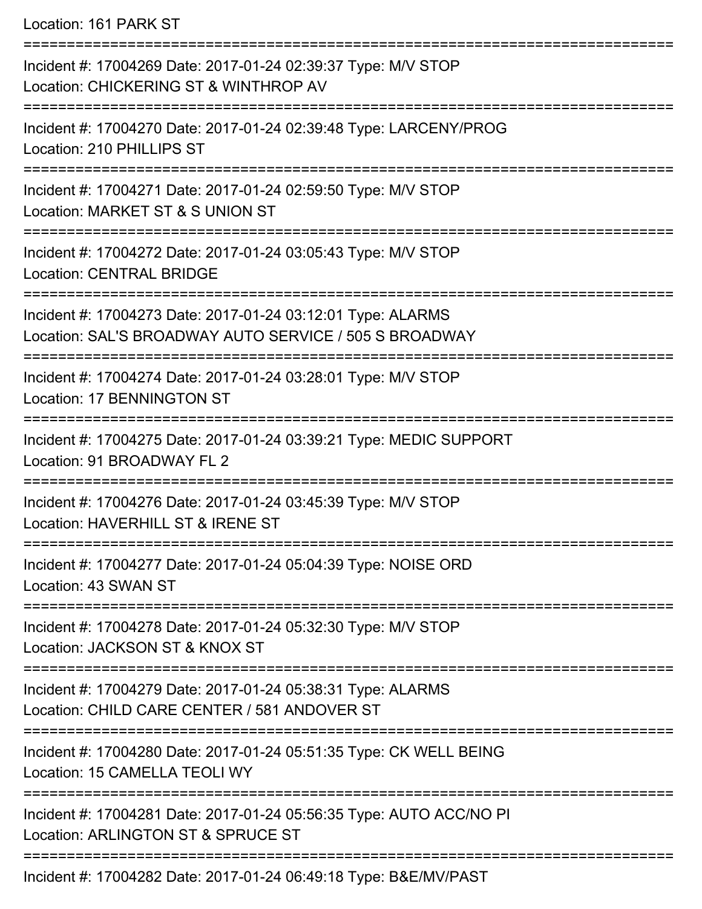Location: 161 PARK ST

===========================================================================

Incident #: 17004269 Date: 2017-01-24 02:39:37 Type: M/V STOP
Location: CHICKERING ST & WINTHROP AV

===========================================================================

Incident #: 17004270 Date: 2017-01-24 02:39:48 Type: LARCENY/PROG
Location: 210 PHILLIPS ST

===========================================================================

Incident #: 17004271 Date: 2017-01-24 02:59:50 Type: M/V STOP
Location: MARKET ST & S UNION ST

===========================================================================

Incident #: 17004272 Date: 2017-01-24 03:05:43 Type: M/V STOP
Location: CENTRAL BRIDGE

===========================================================================

Incident #: 17004273 Date: 2017-01-24 03:12:01 Type: ALARMS
Location: SAL'S BROADWAY AUTO SERVICE / 505 S BROADWAY

===========================================================================

Incident #: 17004274 Date: 2017-01-24 03:28:01 Type: M/V STOP
Location: 17 BENNINGTON ST

===========================================================================

Incident #: 17004275 Date: 2017-01-24 03:39:21 Type: MEDIC SUPPORT
Location: 91 BROADWAY FL 2

===========================================================================

Incident #: 17004276 Date: 2017-01-24 03:45:39 Type: M/V STOP
Location: HAVERHILL ST & IRENE ST

===========================================================================

Incident #: 17004277 Date: 2017-01-24 05:04:39 Type: NOISE ORD
Location: 43 SWAN ST

===========================================================================

Incident #: 17004278 Date: 2017-01-24 05:32:30 Type: M/V STOP
Location: JACKSON ST & KNOX ST

===========================================================================

Incident #: 17004279 Date: 2017-01-24 05:38:31 Type: ALARMS
Location: CHILD CARE CENTER / 581 ANDOVER ST

===========================================================================

Incident #: 17004280 Date: 2017-01-24 05:51:35 Type: CK WELL BEING
Location: 15 CAMELLA TEOLI WY

===========================================================================

Incident #: 17004281 Date: 2017-01-24 05:56:35 Type: AUTO ACC/NO PI
Location: ARLINGTON ST & SPRUCE ST

===========================================================================

Incident #: 17004282 Date: 2017-01-24 06:49:18 Type: B&E/MV/PAST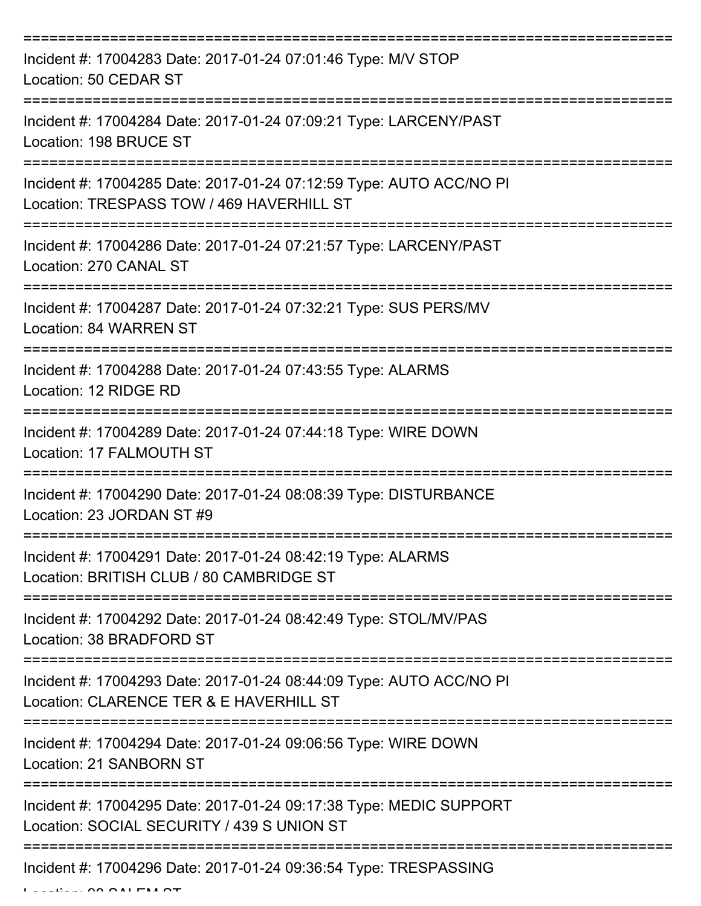===========================================================================

Incident #: 17004283 Date: 2017-01-24 07:01:46 Type: M/V STOP
Location: 50 CEDAR ST

===========================================================================

Incident #: 17004284 Date: 2017-01-24 07:09:21 Type: LARCENY/PAST
Location: 198 BRUCE ST

===========================================================================

Incident #: 17004285 Date: 2017-01-24 07:12:59 Type: AUTO ACC/NO PI
Location: TRESPASS TOW / 469 HAVERHILL ST

===========================================================================

Incident #: 17004286 Date: 2017-01-24 07:21:57 Type: LARCENY/PAST
Location: 270 CANAL ST

===========================================================================

Incident #: 17004287 Date: 2017-01-24 07:32:21 Type: SUS PERS/MV
Location: 84 WARREN ST

===========================================================================

Incident #: 17004288 Date: 2017-01-24 07:43:55 Type: ALARMS
Location: 12 RIDGE RD

===========================================================================

Incident #: 17004289 Date: 2017-01-24 07:44:18 Type: WIRE DOWN
Location: 17 FALMOUTH ST

===========================================================================

Incident #: 17004290 Date: 2017-01-24 08:08:39 Type: DISTURBANCE
Location: 23 JORDAN ST #9

===========================================================================

Incident #: 17004291 Date: 2017-01-24 08:42:19 Type: ALARMS
Location: BRITISH CLUB / 80 CAMBRIDGE ST

===========================================================================

Incident #: 17004292 Date: 2017-01-24 08:42:49 Type: STOL/MV/PAS
Location: 38 BRADFORD ST

===========================================================================

Incident #: 17004293 Date: 2017-01-24 08:44:09 Type: AUTO ACC/NO PI
Location: CLARENCE TER & E HAVERHILL ST

===========================================================================

Incident #: 17004294 Date: 2017-01-24 09:06:56 Type: WIRE DOWN
Location: 21 SANBORN ST

===========================================================================

Incident #: 17004295 Date: 2017-01-24 09:17:38 Type: MEDIC SUPPORT
Location: SOCIAL SECURITY / 439 S UNION ST

===========================================================================

Incident #: 17004296 Date: 2017-01-24 09:36:54 Type: TRESPASSING
Location: 98 SALEM ST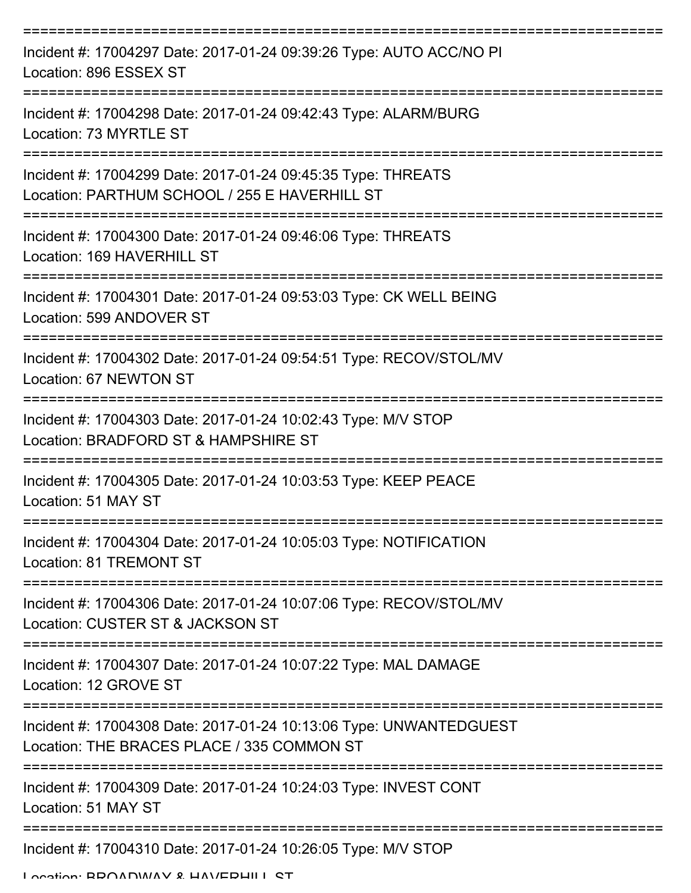===========================================================================

Incident #: 17004297 Date: 2017-01-24 09:39:26 Type: AUTO ACC/NO PI
Location: 896 ESSEX ST

===========================================================================

Incident #: 17004298 Date: 2017-01-24 09:42:43 Type: ALARM/BURG
Location: 73 MYRTLE ST

===========================================================================

Incident #: 17004299 Date: 2017-01-24 09:45:35 Type: THREATS
Location: PARTHUM SCHOOL / 255 E HAVERHILL ST

===========================================================================

Incident #: 17004300 Date: 2017-01-24 09:46:06 Type: THREATS
Location: 169 HAVERHILL ST

===========================================================================

Incident #: 17004301 Date: 2017-01-24 09:53:03 Type: CK WELL BEING
Location: 599 ANDOVER ST

===========================================================================

Incident #: 17004302 Date: 2017-01-24 09:54:51 Type: RECOV/STOL/MV
Location: 67 NEWTON ST

===========================================================================

Incident #: 17004303 Date: 2017-01-24 10:02:43 Type: M/V STOP
Location: BRADFORD ST & HAMPSHIRE ST

===========================================================================

Incident #: 17004305 Date: 2017-01-24 10:03:53 Type: KEEP PEACE
Location: 51 MAY ST

===========================================================================

Incident #: 17004304 Date: 2017-01-24 10:05:03 Type: NOTIFICATION
Location: 81 TREMONT ST

===========================================================================

Incident #: 17004306 Date: 2017-01-24 10:07:06 Type: RECOV/STOL/MV
Location: CUSTER ST & JACKSON ST

===========================================================================

Incident #: 17004307 Date: 2017-01-24 10:07:22 Type: MAL DAMAGE
Location: 12 GROVE ST

===========================================================================

Incident #: 17004308 Date: 2017-01-24 10:13:06 Type: UNWANTEDGUEST
Location: THE BRACES PLACE / 335 COMMON ST

===========================================================================

Incident #: 17004309 Date: 2017-01-24 10:24:03 Type: INVEST CONT
Location: 51 MAY ST

===========================================================================

Incident #: 17004310 Date: 2017-01-24 10:26:05 Type: M/V STOP
Location: BROADWAY & HAVERHILL ST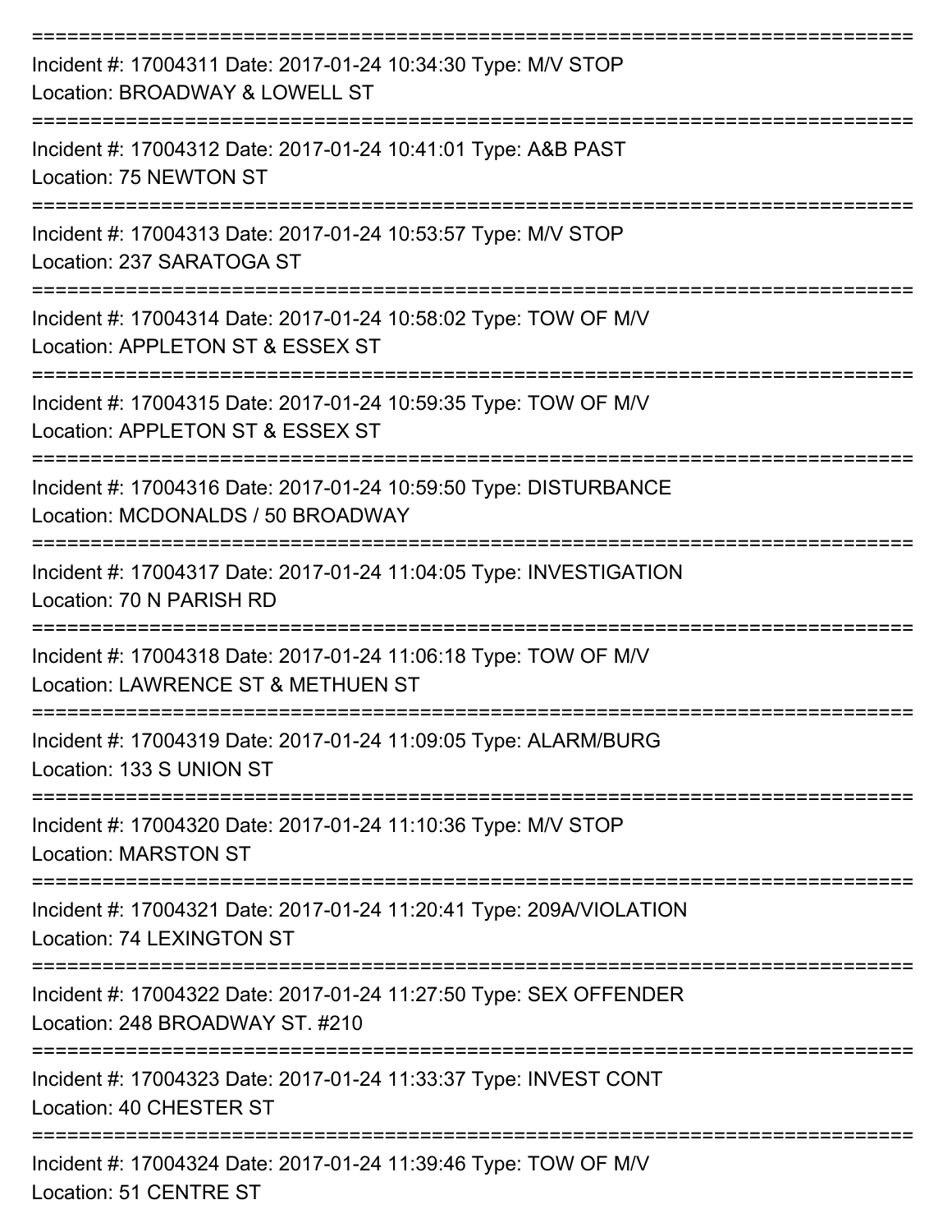===========================================================================
Incident #: 17004311 Date: 2017-01-24 10:34:30 Type: M/V STOP
Location: BROADWAY & LOWELL ST
===========================================================================
Incident #: 17004312 Date: 2017-01-24 10:41:01 Type: A&B PAST
Location: 75 NEWTON ST
===========================================================================
Incident #: 17004313 Date: 2017-01-24 10:53:57 Type: M/V STOP
Location: 237 SARATOGA ST
===========================================================================
Incident #: 17004314 Date: 2017-01-24 10:58:02 Type: TOW OF M/V
Location: APPLETON ST & ESSEX ST
===========================================================================
Incident #: 17004315 Date: 2017-01-24 10:59:35 Type: TOW OF M/V
Location: APPLETON ST & ESSEX ST
===========================================================================
Incident #: 17004316 Date: 2017-01-24 10:59:50 Type: DISTURBANCE
Location: MCDONALDS / 50 BROADWAY
===========================================================================
Incident #: 17004317 Date: 2017-01-24 11:04:05 Type: INVESTIGATION
Location: 70 N PARISH RD
===========================================================================
Incident #: 17004318 Date: 2017-01-24 11:06:18 Type: TOW OF M/V
Location: LAWRENCE ST & METHUEN ST
===========================================================================
Incident #: 17004319 Date: 2017-01-24 11:09:05 Type: ALARM/BURG
Location: 133 S UNION ST
===========================================================================
Incident #: 17004320 Date: 2017-01-24 11:10:36 Type: M/V STOP
Location: MARSTON ST
===========================================================================
Incident #: 17004321 Date: 2017-01-24 11:20:41 Type: 209A/VIOLATION
Location: 74 LEXINGTON ST
===========================================================================
Incident #: 17004322 Date: 2017-01-24 11:27:50 Type: SEX OFFENDER
Location: 248 BROADWAY ST. #210
===========================================================================
Incident #: 17004323 Date: 2017-01-24 11:33:37 Type: INVEST CONT
Location: 40 CHESTER ST
===========================================================================
Incident #: 17004324 Date: 2017-01-24 11:39:46 Type: TOW OF M/V
Location: 51 CENTRE ST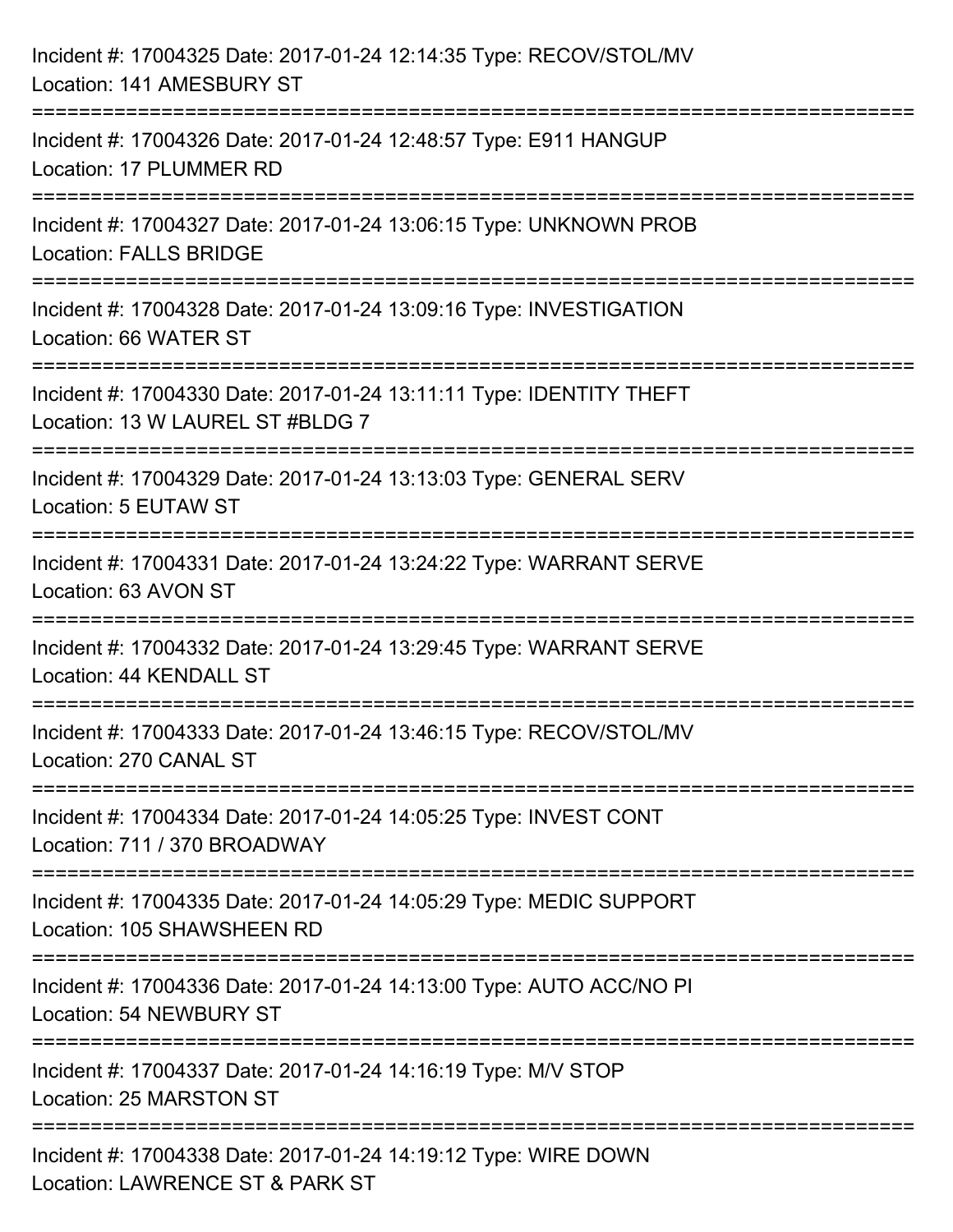Incident #: 17004325 Date: 2017-01-24 12:14:35 Type: RECOV/STOL/MV
Location: 141 AMESBURY ST

===========================================================================

Incident #: 17004326 Date: 2017-01-24 12:48:57 Type: E911 HANGUP
Location: 17 PLUMMER RD

===========================================================================

Incident #: 17004327 Date: 2017-01-24 13:06:15 Type: UNKNOWN PROB
Location: FALLS BRIDGE

===========================================================================

Incident #: 17004328 Date: 2017-01-24 13:09:16 Type: INVESTIGATION
Location: 66 WATER ST

===========================================================================

Incident #: 17004330 Date: 2017-01-24 13:11:11 Type: IDENTITY THEFT
Location: 13 W LAUREL ST #BLDG 7

===========================================================================

Incident #: 17004329 Date: 2017-01-24 13:13:03 Type: GENERAL SERV
Location: 5 EUTAW ST

===========================================================================

Incident #: 17004331 Date: 2017-01-24 13:24:22 Type: WARRANT SERVE
Location: 63 AVON ST

===========================================================================

Incident #: 17004332 Date: 2017-01-24 13:29:45 Type: WARRANT SERVE
Location: 44 KENDALL ST

===========================================================================

Incident #: 17004333 Date: 2017-01-24 13:46:15 Type: RECOV/STOL/MV
Location: 270 CANAL ST

===========================================================================

Incident #: 17004334 Date: 2017-01-24 14:05:25 Type: INVEST CONT
Location: 711 / 370 BROADWAY

===========================================================================

Incident #: 17004335 Date: 2017-01-24 14:05:29 Type: MEDIC SUPPORT
Location: 105 SHAWSHEEN RD

===========================================================================

Incident #: 17004336 Date: 2017-01-24 14:13:00 Type: AUTO ACC/NO PI
Location: 54 NEWBURY ST

===========================================================================

Incident #: 17004337 Date: 2017-01-24 14:16:19 Type: M/V STOP
Location: 25 MARSTON ST

===========================================================================

Incident #: 17004338 Date: 2017-01-24 14:19:12 Type: WIRE DOWN
Location: LAWRENCE ST & PARK ST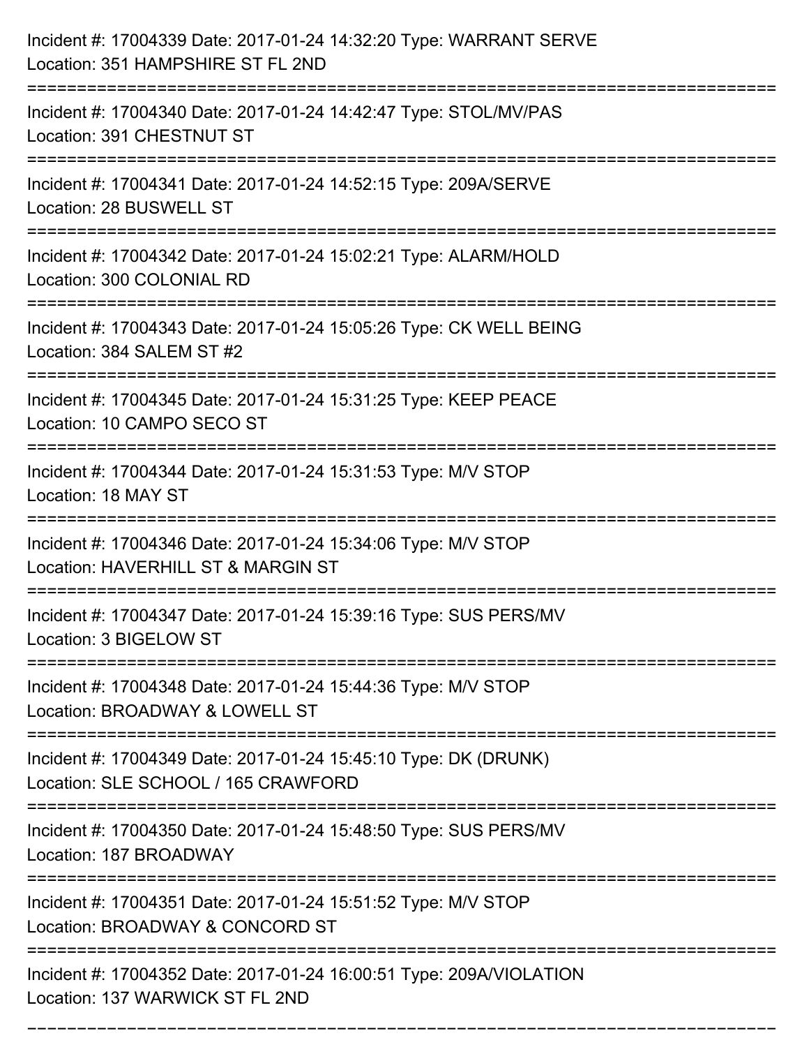Incident #: 17004339 Date: 2017-01-24 14:32:20 Type: WARRANT SERVE
Location: 351 HAMPSHIRE ST FL 2ND

===========================================================================

Incident #: 17004340 Date: 2017-01-24 14:42:47 Type: STOL/MV/PAS
Location: 391 CHESTNUT ST

===========================================================================

Incident #: 17004341 Date: 2017-01-24 14:52:15 Type: 209A/SERVE
Location: 28 BUSWELL ST

===========================================================================

Incident #: 17004342 Date: 2017-01-24 15:02:21 Type: ALARM/HOLD
Location: 300 COLONIAL RD

===========================================================================

Incident #: 17004343 Date: 2017-01-24 15:05:26 Type: CK WELL BEING
Location: 384 SALEM ST #2

===========================================================================

Incident #: 17004345 Date: 2017-01-24 15:31:25 Type: KEEP PEACE
Location: 10 CAMPO SECO ST

===========================================================================

Incident #: 17004344 Date: 2017-01-24 15:31:53 Type: M/V STOP
Location: 18 MAY ST

===========================================================================

Incident #: 17004346 Date: 2017-01-24 15:34:06 Type: M/V STOP
Location: HAVERHILL ST & MARGIN ST

===========================================================================

Incident #: 17004347 Date: 2017-01-24 15:39:16 Type: SUS PERS/MV
Location: 3 BIGELOW ST

===========================================================================

Incident #: 17004348 Date: 2017-01-24 15:44:36 Type: M/V STOP
Location: BROADWAY & LOWELL ST

===========================================================================

Incident #: 17004349 Date: 2017-01-24 15:45:10 Type: DK (DRUNK)
Location: SLE SCHOOL / 165 CRAWFORD

===========================================================================

Incident #: 17004350 Date: 2017-01-24 15:48:50 Type: SUS PERS/MV
Location: 187 BROADWAY

===========================================================================

Incident #: 17004351 Date: 2017-01-24 15:51:52 Type: M/V STOP
Location: BROADWAY & CONCORD ST

===========================================================================

Incident #: 17004352 Date: 2017-01-24 16:00:51 Type: 209A/VIOLATION
Location: 137 WARWICK ST FL 2ND

===========================================================================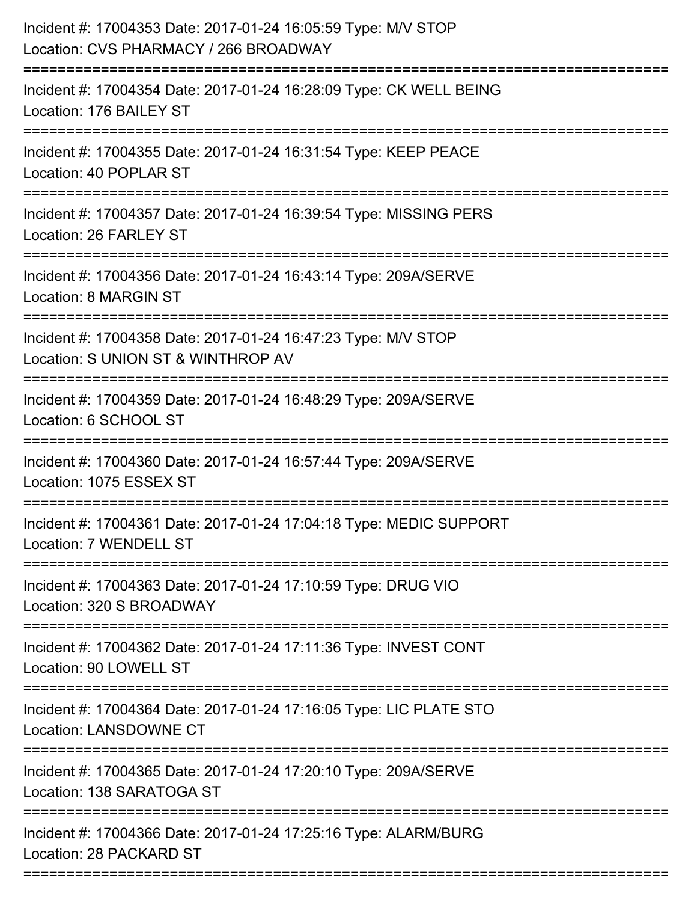Incident #: 17004353 Date: 2017-01-24 16:05:59 Type: M/V STOP
Location: CVS PHARMACY / 266 BROADWAY

===========================================================================

Incident #: 17004354 Date: 2017-01-24 16:28:09 Type: CK WELL BEING
Location: 176 BAILEY ST

===========================================================================

Incident #: 17004355 Date: 2017-01-24 16:31:54 Type: KEEP PEACE
Location: 40 POPLAR ST

===========================================================================

Incident #: 17004357 Date: 2017-01-24 16:39:54 Type: MISSING PERS
Location: 26 FARLEY ST

===========================================================================

Incident #: 17004356 Date: 2017-01-24 16:43:14 Type: 209A/SERVE
Location: 8 MARGIN ST

===========================================================================

Incident #: 17004358 Date: 2017-01-24 16:47:23 Type: M/V STOP
Location: S UNION ST & WINTHROP AV

===========================================================================

Incident #: 17004359 Date: 2017-01-24 16:48:29 Type: 209A/SERVE
Location: 6 SCHOOL ST

===========================================================================

Incident #: 17004360 Date: 2017-01-24 16:57:44 Type: 209A/SERVE
Location: 1075 ESSEX ST

===========================================================================

Incident #: 17004361 Date: 2017-01-24 17:04:18 Type: MEDIC SUPPORT
Location: 7 WENDELL ST

===========================================================================

Incident #: 17004363 Date: 2017-01-24 17:10:59 Type: DRUG VIO
Location: 320 S BROADWAY

===========================================================================

Incident #: 17004362 Date: 2017-01-24 17:11:36 Type: INVEST CONT
Location: 90 LOWELL ST

===========================================================================

Incident #: 17004364 Date: 2017-01-24 17:16:05 Type: LIC PLATE STO
Location: LANSDOWNE CT

===========================================================================

Incident #: 17004365 Date: 2017-01-24 17:20:10 Type: 209A/SERVE
Location: 138 SARATOGA ST

===========================================================================

Incident #: 17004366 Date: 2017-01-24 17:25:16 Type: ALARM/BURG
Location: 28 PACKARD ST

===========================================================================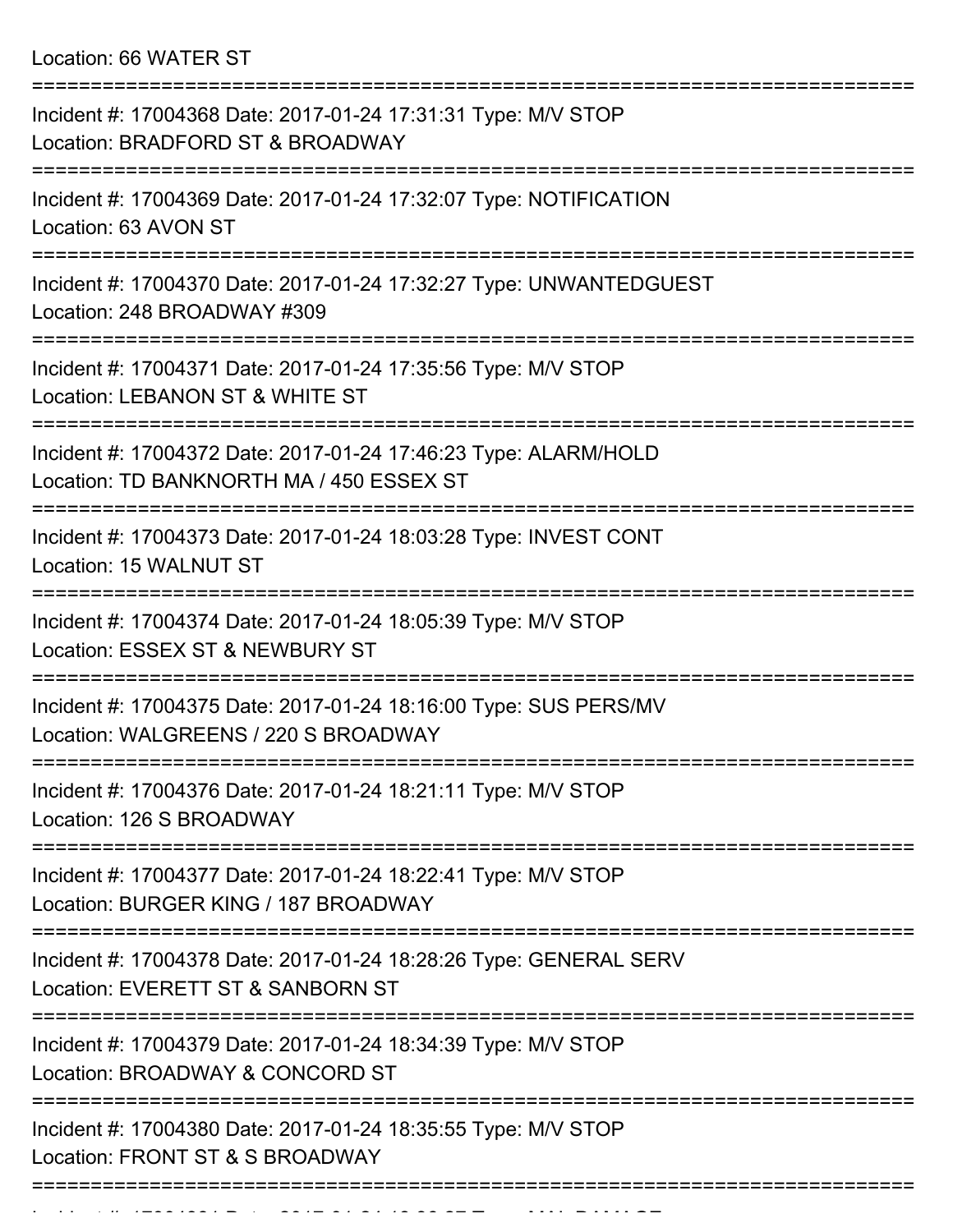Location: 66 WATER ST

===========================================================================

Incident #: 17004368 Date: 2017-01-24 17:31:31 Type: M/V STOP
Location: BRADFORD ST & BROADWAY

===========================================================================

Incident #: 17004369 Date: 2017-01-24 17:32:07 Type: NOTIFICATION
Location: 63 AVON ST

===========================================================================

Incident #: 17004370 Date: 2017-01-24 17:32:27 Type: UNWANTEDGUEST
Location: 248 BROADWAY #309

===========================================================================

Incident #: 17004371 Date: 2017-01-24 17:35:56 Type: M/V STOP
Location: LEBANON ST & WHITE ST

===========================================================================

Incident #: 17004372 Date: 2017-01-24 17:46:23 Type: ALARM/HOLD
Location: TD BANKNORTH MA / 450 ESSEX ST

===========================================================================

Incident #: 17004373 Date: 2017-01-24 18:03:28 Type: INVEST CONT
Location: 15 WALNUT ST

===========================================================================

Incident #: 17004374 Date: 2017-01-24 18:05:39 Type: M/V STOP
Location: ESSEX ST & NEWBURY ST

===========================================================================

Incident #: 17004375 Date: 2017-01-24 18:16:00 Type: SUS PERS/MV
Location: WALGREENS / 220 S BROADWAY

===========================================================================

Incident #: 17004376 Date: 2017-01-24 18:21:11 Type: M/V STOP
Location: 126 S BROADWAY

===========================================================================

Incident #: 17004377 Date: 2017-01-24 18:22:41 Type: M/V STOP
Location: BURGER KING / 187 BROADWAY

===========================================================================

Incident #: 17004378 Date: 2017-01-24 18:28:26 Type: GENERAL SERV
Location: EVERETT ST & SANBORN ST

===========================================================================

Incident #: 17004379 Date: 2017-01-24 18:34:39 Type: M/V STOP
Location: BROADWAY & CONCORD ST

===========================================================================

Incident #: 17004380 Date: 2017-01-24 18:35:55 Type: M/V STOP
Location: FRONT ST & S BROADWAY

===========================================================================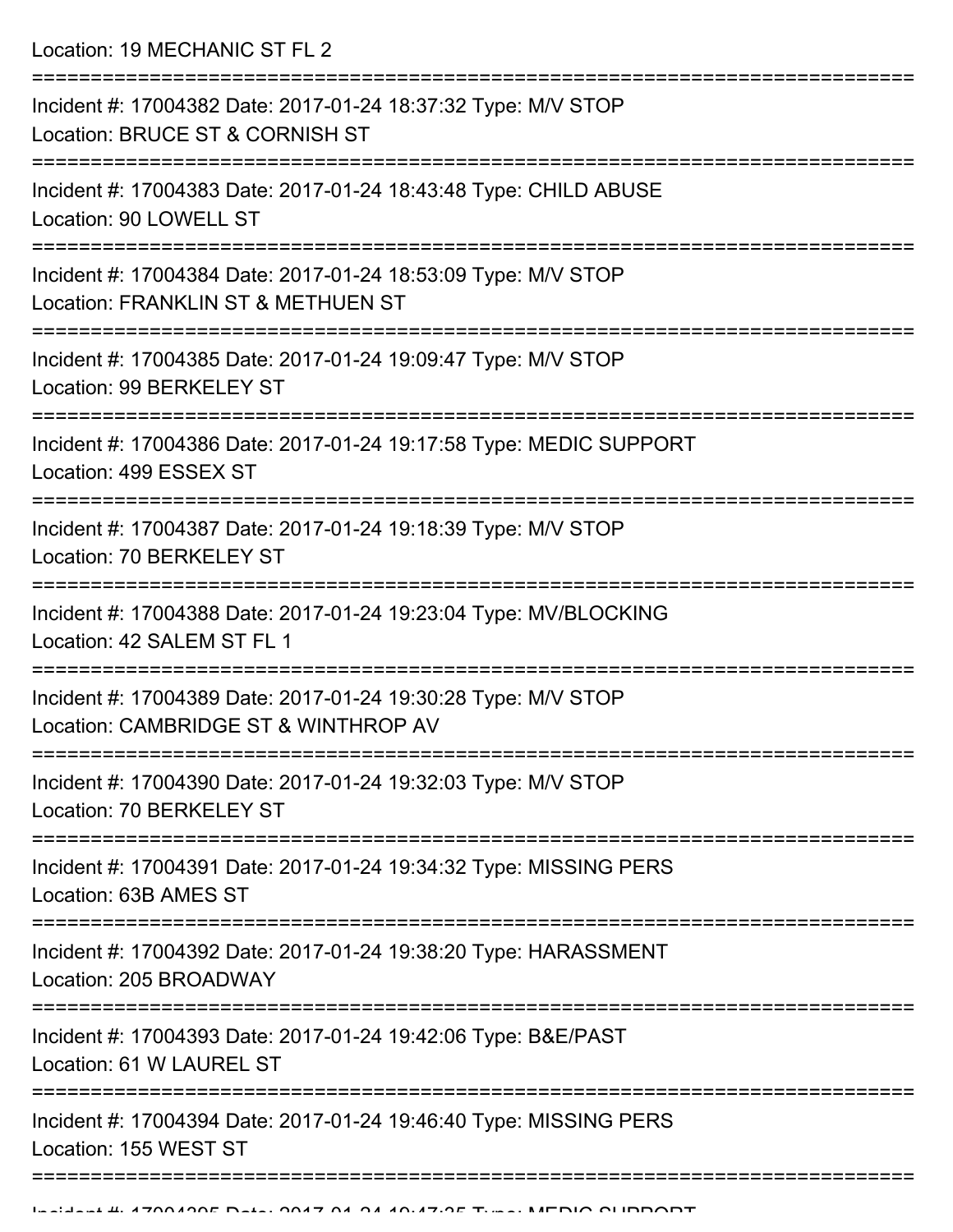Location: 19 MECHANIC ST FL 2

===========================================================================

Incident #: 17004382 Date: 2017-01-24 18:37:32 Type: M/V STOP
Location: BRUCE ST & CORNISH ST

===========================================================================

Incident #: 17004383 Date: 2017-01-24 18:43:48 Type: CHILD ABUSE
Location: 90 LOWELL ST

===========================================================================

Incident #: 17004384 Date: 2017-01-24 18:53:09 Type: M/V STOP
Location: FRANKLIN ST & METHUEN ST

===========================================================================

Incident #: 17004385 Date: 2017-01-24 19:09:47 Type: M/V STOP
Location: 99 BERKELEY ST

===========================================================================

Incident #: 17004386 Date: 2017-01-24 19:17:58 Type: MEDIC SUPPORT
Location: 499 ESSEX ST

===========================================================================

Incident #: 17004387 Date: 2017-01-24 19:18:39 Type: M/V STOP
Location: 70 BERKELEY ST

===========================================================================

Incident #: 17004388 Date: 2017-01-24 19:23:04 Type: MV/BLOCKING
Location: 42 SALEM ST FL 1

===========================================================================

Incident #: 17004389 Date: 2017-01-24 19:30:28 Type: M/V STOP
Location: CAMBRIDGE ST & WINTHROP AV

===========================================================================

Incident #: 17004390 Date: 2017-01-24 19:32:03 Type: M/V STOP
Location: 70 BERKELEY ST

===========================================================================

Incident #: 17004391 Date: 2017-01-24 19:34:32 Type: MISSING PERS
Location: 63B AMES ST

===========================================================================

Incident #: 17004392 Date: 2017-01-24 19:38:20 Type: HARASSMENT
Location: 205 BROADWAY

===========================================================================

Incident #: 17004393 Date: 2017-01-24 19:42:06 Type: B&E/PAST
Location: 61 W LAUREL ST

===========================================================================

Incident #: 17004394 Date: 2017-01-24 19:46:40 Type: MISSING PERS
Location: 155 WEST ST

===========================================================================

Incident #: 17004395 Date: 2017-01-24 19:47:35 Type: MEDIC SUPPORT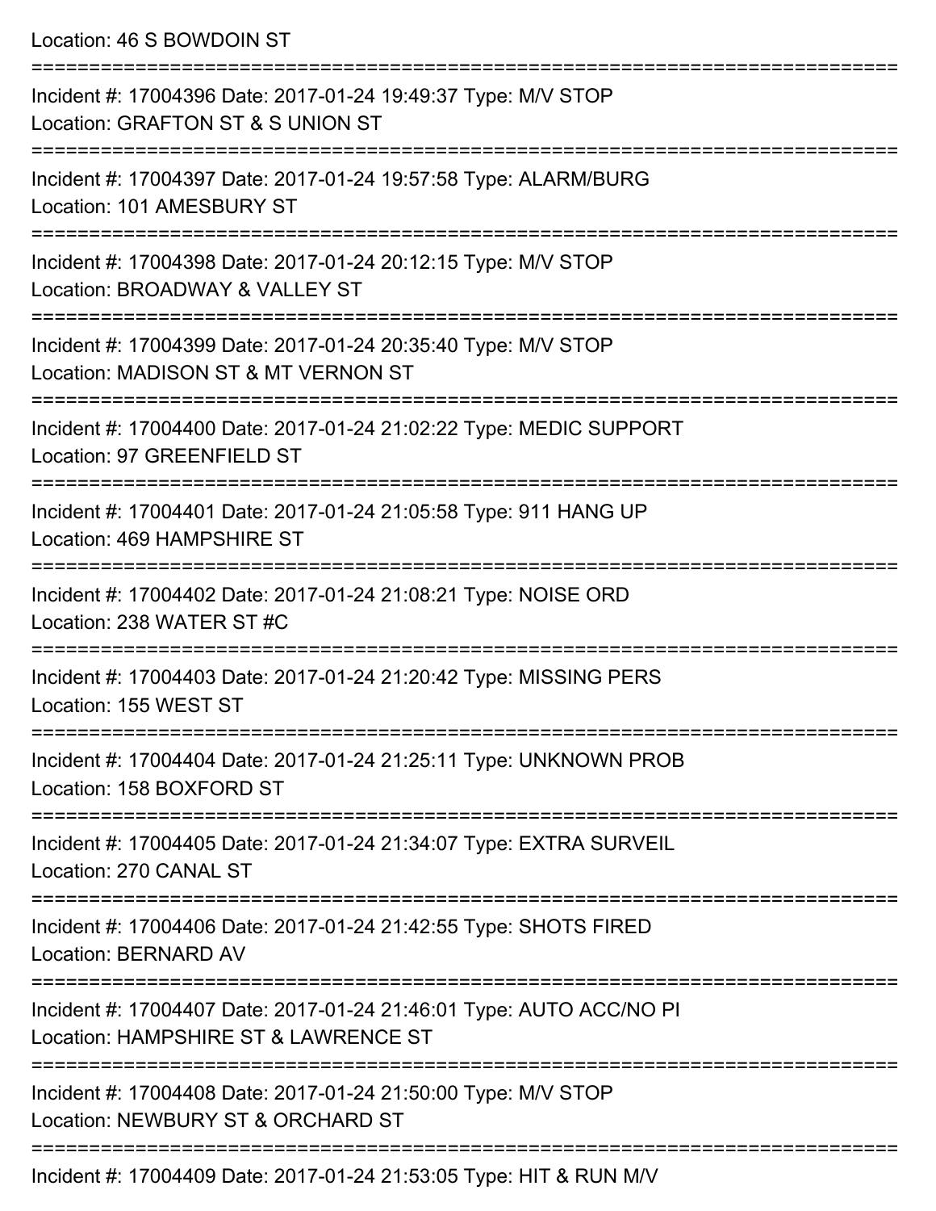Location: 46 S BOWDOIN ST

===========================================================================

Incident #: 17004396 Date: 2017-01-24 19:49:37 Type: M/V STOP

Location: GRAFTON ST & S UNION ST

===========================================================================

Incident #: 17004397 Date: 2017-01-24 19:57:58 Type: ALARM/BURG

Location: 101 AMESBURY ST

===========================================================================

Incident #: 17004398 Date: 2017-01-24 20:12:15 Type: M/V STOP

Location: BROADWAY & VALLEY ST

===========================================================================

Incident #: 17004399 Date: 2017-01-24 20:35:40 Type: M/V STOP

Location: MADISON ST & MT VERNON ST

===========================================================================

Incident #: 17004400 Date: 2017-01-24 21:02:22 Type: MEDIC SUPPORT

Location: 97 GREENFIELD ST

===========================================================================

Incident #: 17004401 Date: 2017-01-24 21:05:58 Type: 911 HANG UP

Location: 469 HAMPSHIRE ST

===========================================================================

Incident #: 17004402 Date: 2017-01-24 21:08:21 Type: NOISE ORD

Location: 238 WATER ST #C

===========================================================================

Incident #: 17004403 Date: 2017-01-24 21:20:42 Type: MISSING PERS

Location: 155 WEST ST

===========================================================================

Incident #: 17004404 Date: 2017-01-24 21:25:11 Type: UNKNOWN PROB

Location: 158 BOXFORD ST

===========================================================================

Incident #: 17004405 Date: 2017-01-24 21:34:07 Type: EXTRA SURVEIL

Location: 270 CANAL ST

===========================================================================

Incident #: 17004406 Date: 2017-01-24 21:42:55 Type: SHOTS FIRED

Location: BERNARD AV

===========================================================================

Incident #: 17004407 Date: 2017-01-24 21:46:01 Type: AUTO ACC/NO PI

Location: HAMPSHIRE ST & LAWRENCE ST

===========================================================================

Incident #: 17004408 Date: 2017-01-24 21:50:00 Type: M/V STOP

Location: NEWBURY ST & ORCHARD ST

===========================================================================

Incident #: 17004409 Date: 2017-01-24 21:53:05 Type: HIT & RUN M/V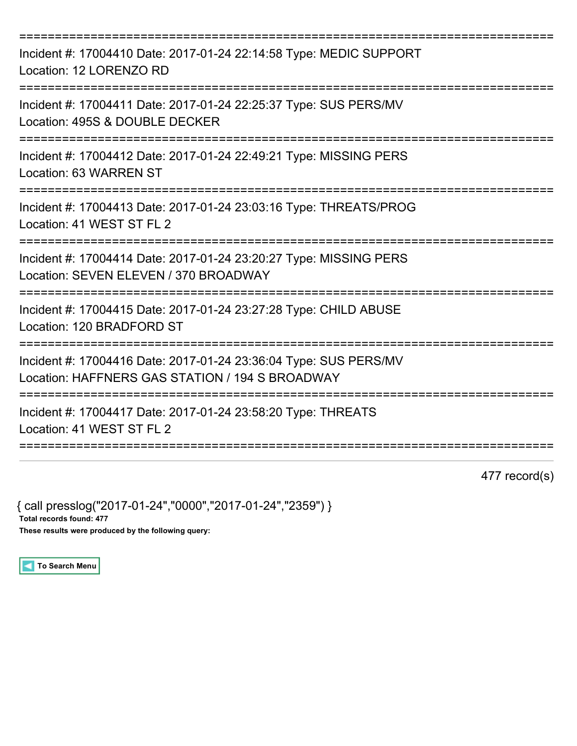===========================================================================

Incident #: 17004410 Date: 2017-01-24 22:14:58 Type: MEDIC SUPPORT
Location: 12 LORENZO RD

===========================================================================

Incident #: 17004411 Date: 2017-01-24 22:25:37 Type: SUS PERS/MV
Location: 495S & DOUBLE DECKER

===========================================================================

Incident #: 17004412 Date: 2017-01-24 22:49:21 Type: MISSING PERS
Location: 63 WARREN ST

===========================================================================

Incident #: 17004413 Date: 2017-01-24 23:03:16 Type: THREATS/PROG
Location: 41 WEST ST FL 2

===========================================================================

Incident #: 17004414 Date: 2017-01-24 23:20:27 Type: MISSING PERS
Location: SEVEN ELEVEN / 370 BROADWAY

===========================================================================

Incident #: 17004415 Date: 2017-01-24 23:27:28 Type: CHILD ABUSE
Location: 120 BRADFORD ST

===========================================================================

Incident #: 17004416 Date: 2017-01-24 23:36:04 Type: SUS PERS/MV
Location: HAFFNERS GAS STATION / 194 S BROADWAY

===========================================================================

Incident #: 17004417 Date: 2017-01-24 23:58:20 Type: THREATS
Location: 41 WEST ST FL 2

===========================================================================

477 record(s)

{ call presslog("2017-01-24","0000","2017-01-24","2359") }

**Total records found: 477**

**These results were produced by the following query:**

To Search Menu